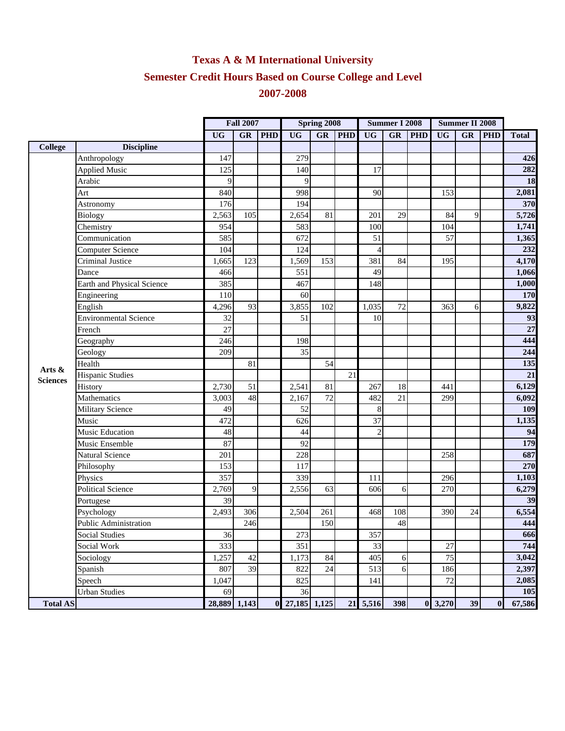# Texas A & M International University

## Semester Credit Hours Based on Course College and Level

## 2007-2008

| | | Fall 2007 | | | Spring 2008 | | | Summer I 2008 | | | Summer II 2008 | | | |
|---|---|---|---|---|---|---|---|---|---|---|---|---|---|---|
| | | UG | GR | PHD | UG | GR | PHD | UG | GR | PHD | UG | GR | PHD | Total |
| College | Discipline | | | | | | | | | | | | | |
| Arts & Sciences | Anthropology | 147 | | | 279 | | | | | | | | | 426 |
| | Applied Music | 125 | | | 140 | | | 17 | | | | | | 282 |
| | Arabic | 9 | | | 9 | | | | | | | | | 18 |
| | Art | 840 | | | 998 | | | 90 | | | 153 | | | 2,081 |
| | Astronomy | 176 | | | 194 | | | | | | | | | 370 |
| | Biology | 2,563 | 105 | | 2,654 | 81 | | 201 | 29 | | 84 | 9 | | 5,726 |
| | Chemistry | 954 | | | 583 | | | 100 | | | 104 | | | 1,741 |
| | Communication | 585 | | | 672 | | | 51 | | | 57 | | | 1,365 |
| | Computer Science | 104 | | | 124 | | | 4 | | | | | | 232 |
| | Criminal Justice | 1,665 | 123 | | 1,569 | 153 | | 381 | 84 | | 195 | | | 4,170 |
| | Dance | 466 | | | 551 | | | 49 | | | | | | 1,066 |
| | Earth and Physical Science | 385 | | | 467 | | | 148 | | | | | | 1,000 |
| | Engineering | 110 | | | 60 | | | | | | | | | 170 |
| | English | 4,296 | 93 | | 3,855 | 102 | | 1,035 | 72 | | 363 | 6 | | 9,822 |
| | Environmental Science | 32 | | | 51 | | | 10 | | | | | | 93 |
| | French | 27 | | | | | | | | | | | | 27 |
| | Geography | 246 | | | 198 | | | | | | | | | 444 |
| | Geology | 209 | | | 35 | | | | | | | | | 244 |
| | Health | | 81 | | | 54 | | | | | | | | 135 |
| | Hispanic Studies | | | | | | 21 | | | | | | | 21 |
| | History | 2,730 | 51 | | 2,541 | 81 | | 267 | 18 | | 441 | | | 6,129 |
| | Mathematics | 3,003 | 48 | | 2,167 | 72 | | 482 | 21 | | 299 | | | 6,092 |
| | Military Science | 49 | | | 52 | | | 8 | | | | | | 109 |
| | Music | 472 | | | 626 | | | 37 | | | | | | 1,135 |
| | Music Education | 48 | | | 44 | | | 2 | | | | | | 94 |
| | Music Ensemble | 87 | | | 92 | | | | | | | | | 179 |
| | Natural Science | 201 | | | 228 | | | | | | 258 | | | 687 |
| | Philosophy | 153 | | | 117 | | | | | | | | | 270 |
| | Physics | 357 | | | 339 | | | 111 | | | 296 | | | 1,103 |
| | Political Science | 2,769 | 9 | | 2,556 | 63 | | 606 | 6 | | 270 | | | 6,279 |
| | Portugese | 39 | | | | | | | | | | | | 39 |
| | Psychology | 2,493 | 306 | | 2,504 | 261 | | 468 | 108 | | 390 | 24 | | 6,554 |
| | Public Administration | | 246 | | | 150 | | | 48 | | | | | 444 |
| | Social Studies | 36 | | | 273 | | | 357 | | | | | | 666 |
| | Social Work | 333 | | | 351 | | | 33 | | | 27 | | | 744 |
| | Sociology | 1,257 | 42 | | 1,173 | 84 | | 405 | 6 | | 75 | | | 3,042 |
| | Spanish | 807 | 39 | | 822 | 24 | | 513 | 6 | | 186 | | | 2,397 |
| | Speech | 1,047 | | | 825 | | | 141 | | | 72 | | | 2,085 |
| | Urban Studies | 69 | | | 36 | | | | | | | | | 105 |
| **Total AS** | | **28,889** | **1,143** | **0** | **27,185** | **1,125** | **21** | **5,516** | **398** | **0** | **3,270** | **39** | **0** | **67,586** |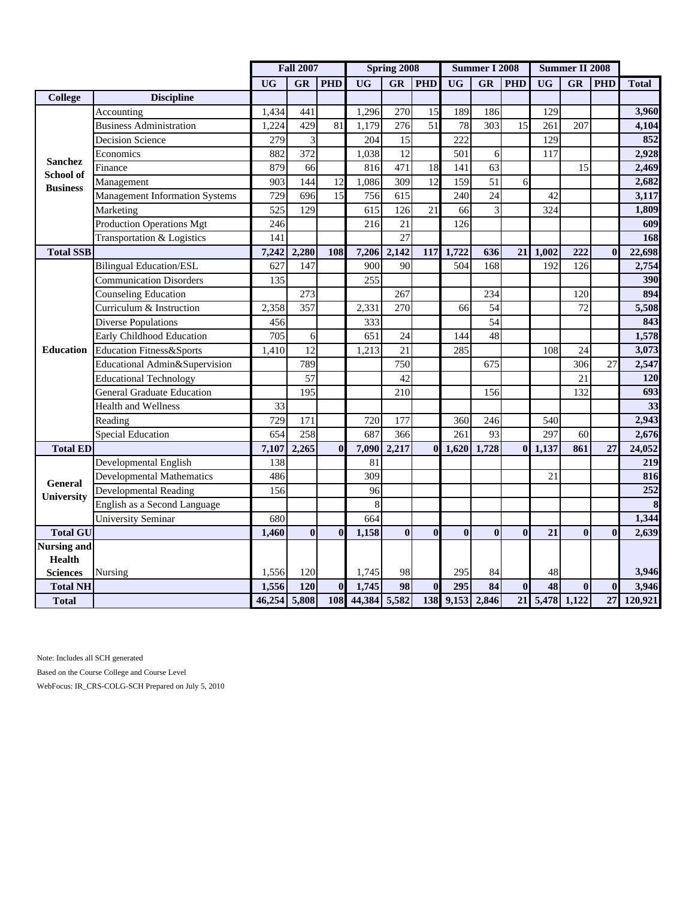| | | Fall 2007 | | | Spring 2008 | | | Summer I 2008 | | | Summer II 2008 | | | |
|---|---|---|---|---|---|---|---|---|---|---|---|---|---|---|
| | | UG | GR | PHD | UG | GR | PHD | UG | GR | PHD | UG | GR | PHD | Total |
| **College** | **Discipline** | | | | | | | | | | | | | |
| **Sanchez School of Business** | Accounting | 1,434 | 441 | | 1,296 | 270 | 15 | 189 | 186 | | 129 | | | **3,960** |
| | Business Administration | 1,224 | 429 | 81 | 1,179 | 276 | 51 | 78 | 303 | 15 | 261 | 207 | | **4,104** |
| | Decision Science | 279 | 3 | | 204 | 15 | | 222 | | | 129 | | | **852** |
| | Economics | 882 | 372 | | 1,038 | 12 | | 501 | 6 | | 117 | | | **2,928** |
| | Finance | 879 | 66 | | 816 | 471 | 18 | 141 | 63 | | | 15 | | **2,469** |
| | Management | 903 | 144 | 12 | 1,086 | 309 | 12 | 159 | 51 | 6 | | | | **2,682** |
| | Management Information Systems | 729 | 696 | 15 | 756 | 615 | | 240 | 24 | | 42 | | | **3,117** |
| | Marketing | 525 | 129 | | 615 | 126 | 21 | 66 | 3 | | 324 | | | **1,809** |
| | Production Operations Mgt | 246 | | | 216 | 21 | | 126 | | | | | | **609** |
| | Transportation & Logistics | 141 | | | | 27 | | | | | | | | **168** |
| **Total SSB** | | **7,242** | **2,280** | **108** | **7,206** | **2,142** | **117** | **1,722** | **636** | **21** | **1,002** | **222** | **0** | **22,698** |
| **Education** | Bilingual Education/ESL | 627 | 147 | | 900 | 90 | | 504 | 168 | | 192 | 126 | | **2,754** |
| | Communication Disorders | 135 | | | 255 | | | | | | | | | **390** |
| | Counseling Education | | 273 | | | 267 | | | 234 | | | 120 | | **894** |
| | Curriculum & Instruction | 2,358 | 357 | | 2,331 | 270 | | 66 | 54 | | | 72 | | **5,508** |
| | Diverse Populations | 456 | | | 333 | | | | 54 | | | | | **843** |
| | Early Childhood Education | 705 | 6 | | 651 | 24 | | 144 | 48 | | | | | **1,578** |
| | Education Fitness&Sports | 1,410 | 12 | | 1,213 | 21 | | 285 | | | 108 | 24 | | **3,073** |
| | Educational Admin&Supervision | | 789 | | | 750 | | | 675 | | | 306 | 27 | **2,547** |
| | Educational Technology | | 57 | | | 42 | | | | | | 21 | | **120** |
| | General Graduate Education | | 195 | | | 210 | | | 156 | | | 132 | | **693** |
| | Health and Wellness | 33 | | | | | | | | | | | | **33** |
| | Reading | 729 | 171 | | 720 | 177 | | 360 | 246 | | 540 | | | **2,943** |
| | Special Education | 654 | 258 | | 687 | 366 | | 261 | 93 | | 297 | 60 | | **2,676** |
| **Total ED** | | **7,107** | **2,265** | **0** | **7,090** | **2,217** | **0** | **1,620** | **1,728** | **0** | **1,137** | **861** | **27** | **24,052** |
| **General University** | Developmental English | 138 | | | 81 | | | | | | | | | **219** |
| | Developmental Mathematics | 486 | | | 309 | | | | | | 21 | | | **816** |
| | Developmental Reading | 156 | | | 96 | | | | | | | | | **252** |
| | English as a Second Language | | | | 8 | | | | | | | | | **8** |
| | University Seminar | 680 | | | 664 | | | | | | | | | **1,344** |
| **Total GU** | | **1,460** | **0** | **0** | **1,158** | **0** | **0** | **0** | **0** | **0** | **21** | **0** | **0** | **2,639** |
| **Nursing and Health Sciences** | Nursing | 1,556 | 120 | | 1,745 | 98 | | 295 | 84 | | 48 | | | **3,946** |
| **Total NH** | | **1,556** | **120** | **0** | **1,745** | **98** | **0** | **295** | **84** | **0** | **48** | **0** | **0** | **3,946** |
| **Total** | | **46,254** | **5,808** | **108** | **44,384** | **5,582** | **138** | **9,153** | **2,846** | **21** | **5,478** | **1,122** | **27** | **120,921** |

Note: Includes all SCH generated

Based on the Course College and Course Level

WebFocus: IR_CRS-COLG-SCH Prepared on July 5, 2010